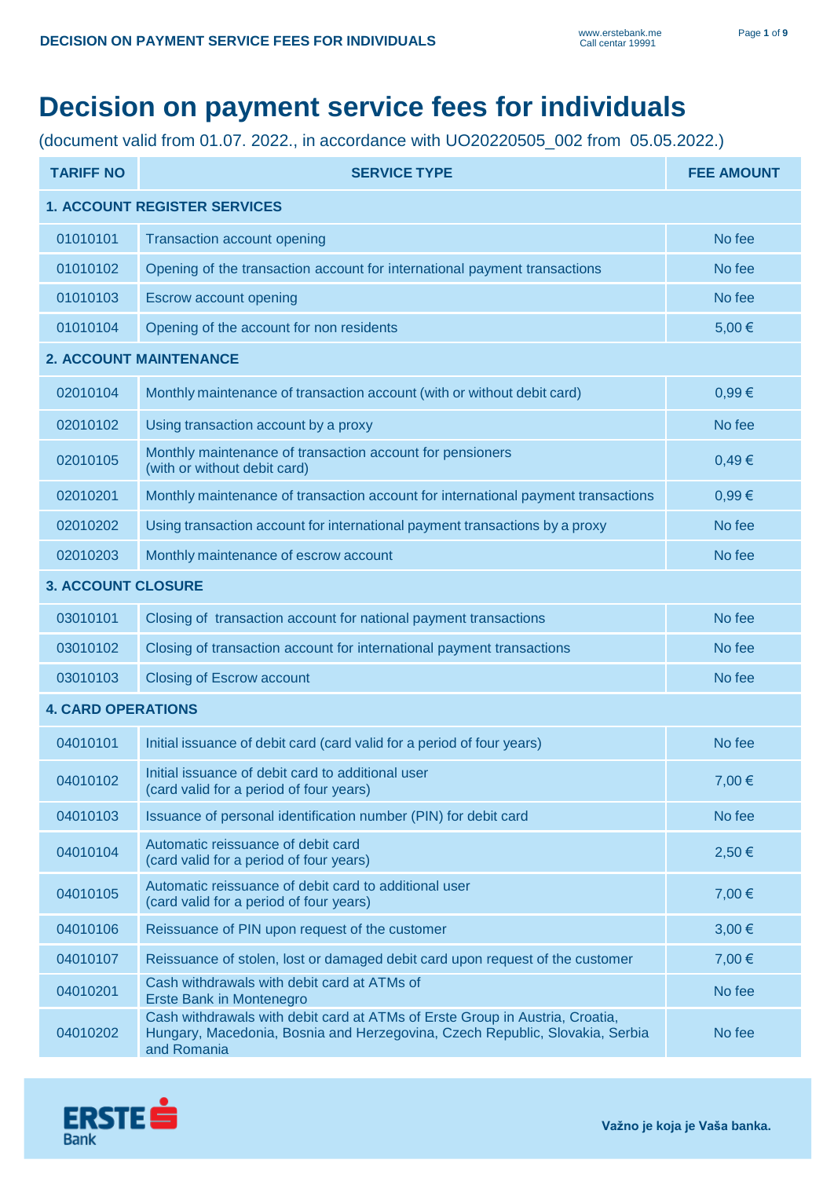# Decision on payment service fees for individuals

(document valid from 01.07. 2022., in accordance with UO20220505_002 from 05.05.2022.)

| TARIFF NO | SERVICE TYPE | FEE AMOUNT |
|---|---|---|
| **1. ACCOUNT REGISTER SERVICES** | | |
| 01010101 | Transaction account opening | No fee |
| 01010102 | Opening of the transaction account for international payment transactions | No fee |
| 01010103 | Escrow account opening | No fee |
| 01010104 | Opening of the account for non residents | 5,00 € |
| **2. ACCOUNT MAINTENANCE** | | |
| 02010104 | Monthly maintenance of transaction account (with or without debit card) | 0,99 € |
| 02010102 | Using transaction account by a proxy | No fee |
| 02010105 | Monthly maintenance of transaction account for pensioners (with or without debit card) | 0,49 € |
| 02010201 | Monthly maintenance of transaction account for international payment transactions | 0,99 € |
| 02010202 | Using transaction account for international payment transactions by a proxy | No fee |
| 02010203 | Monthly maintenance of escrow account | No fee |
| **3. ACCOUNT CLOSURE** | | |
| 03010101 | Closing of transaction account for national payment transactions | No fee |
| 03010102 | Closing of transaction account for international payment transactions | No fee |
| 03010103 | Closing of Escrow account | No fee |
| **4. CARD OPERATIONS** | | |
| 04010101 | Initial issuance of debit card (card valid for a period of four years) | No fee |
| 04010102 | Initial issuance of debit card to additional user (card valid for a period of four years) | 7,00 € |
| 04010103 | Issuance of personal identification number (PIN) for debit card | No fee |
| 04010104 | Automatic reissuance of debit card (card valid for a period of four years) | 2,50 € |
| 04010105 | Automatic reissuance of debit card to additional user (card valid for a period of four years) | 7,00 € |
| 04010106 | Reissuance of PIN upon request of the customer | 3,00 € |
| 04010107 | Reissuance of stolen, lost or damaged debit card upon request of the customer | 7,00 € |
| 04010201 | Cash withdrawals with debit card at ATMs of Erste Bank in Montenegro | No fee |
| 04010202 | Cash withdrawals with debit card at ATMs of Erste Group in Austria, Croatia, Hungary, Macedonia, Bosnia and Herzegovina, Czech Republic, Slovakia, Serbia and Romania | No fee |

Važno je koja je Vaša banka.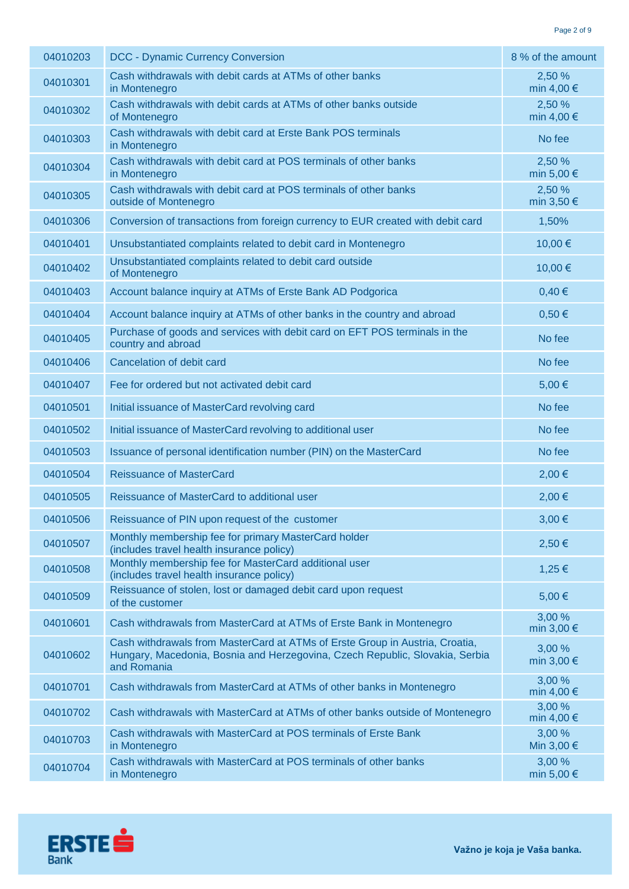| | | |
|---|---|---|
| 04010203 | DCC - Dynamic Currency Conversion | 8 % of the amount |
| 04010301 | Cash withdrawals with debit cards at ATMs of other banks in Montenegro | 2,50 % min 4,00 € |
| 04010302 | Cash withdrawals with debit cards at ATMs of other banks outside of Montenegro | 2,50 % min 4,00 € |
| 04010303 | Cash withdrawals with debit card at Erste Bank POS terminals in Montenegro | No fee |
| 04010304 | Cash withdrawals with debit card at POS terminals of other banks in Montenegro | 2,50 % min 5,00 € |
| 04010305 | Cash withdrawals with debit card at POS terminals of other banks outside of Montenegro | 2,50 % min 3,50 € |
| 04010306 | Conversion of transactions from foreign currency to EUR created with debit card | 1,50% |
| 04010401 | Unsubstantiated complaints related to debit card in Montenegro | 10,00 € |
| 04010402 | Unsubstantiated complaints related to debit card outside of Montenegro | 10,00 € |
| 04010403 | Account balance inquiry at ATMs of Erste Bank AD Podgorica | 0,40 € |
| 04010404 | Account balance inquiry at ATMs of other banks in the country and abroad | 0,50 € |
| 04010405 | Purchase of goods and services with debit card on EFT POS terminals in the country and abroad | No fee |
| 04010406 | Cancelation of debit card | No fee |
| 04010407 | Fee for ordered but not activated debit card | 5,00 € |
| 04010501 | Initial issuance of MasterCard revolving card | No fee |
| 04010502 | Initial issuance of MasterCard revolving to additional user | No fee |
| 04010503 | Issuance of personal identification number (PIN) on the MasterCard | No fee |
| 04010504 | Reissuance of MasterCard | 2,00 € |
| 04010505 | Reissuance of MasterCard to additional user | 2,00 € |
| 04010506 | Reissuance of PIN upon request of the customer | 3,00 € |
| 04010507 | Monthly membership fee for primary MasterCard holder (includes travel health insurance policy) | 2,50 € |
| 04010508 | Monthly membership fee for MasterCard additional user (includes travel health insurance policy) | 1,25 € |
| 04010509 | Reissuance of stolen, lost or damaged debit card upon request of the customer | 5,00 € |
| 04010601 | Cash withdrawals from MasterCard at ATMs of Erste Bank in Montenegro | 3,00 % min 3,00 € |
| 04010602 | Cash withdrawals from MasterCard at ATMs of Erste Group in Austria, Croatia, Hungary, Macedonia, Bosnia and Herzegovina, Czech Republic, Slovakia, Serbia and Romania | 3,00 % min 3,00 € |
| 04010701 | Cash withdrawals from MasterCard at ATMs of other banks in Montenegro | 3,00 % min 4,00 € |
| 04010702 | Cash withdrawals with MasterCard at ATMs of other banks outside of Montenegro | 3,00 % min 4,00 € |
| 04010703 | Cash withdrawals with MasterCard at POS terminals of Erste Bank in Montenegro | 3,00 % Min 3,00 € |
| 04010704 | Cash withdrawals with MasterCard at POS terminals of other banks in Montenegro | 3,00 % min 5,00 € |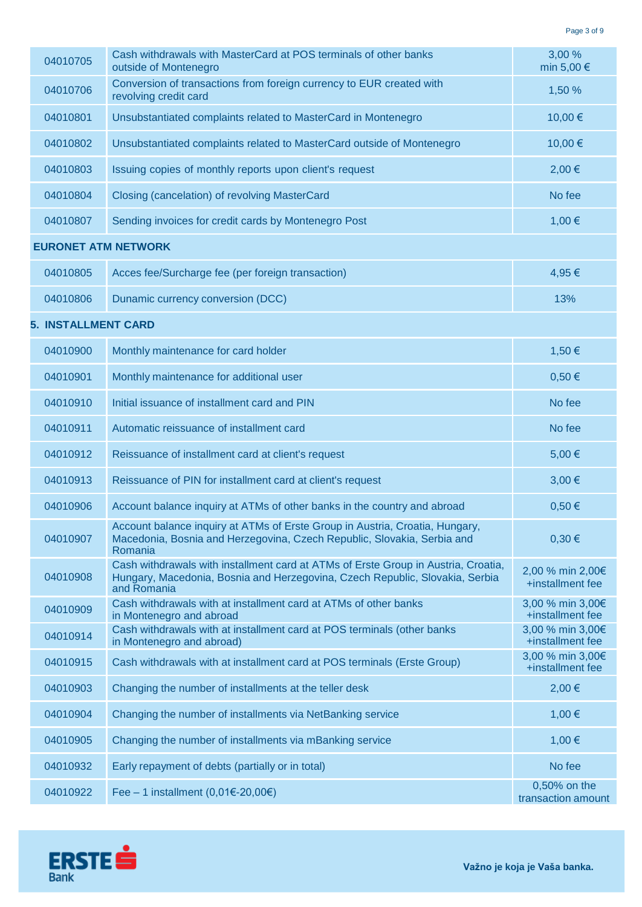| | | |
|---|---|---|
| 04010705 | Cash withdrawals with MasterCard at POS terminals of other banks outside of Montenegro | 3,00 % min 5,00 € |
| 04010706 | Conversion of transactions from foreign currency to EUR created with revolving credit card | 1,50 % |
| 04010801 | Unsubstantiated complaints related to MasterCard in Montenegro | 10,00 € |
| 04010802 | Unsubstantiated complaints related to MasterCard outside of Montenegro | 10,00 € |
| 04010803 | Issuing copies of monthly reports upon client's request | 2,00 € |
| 04010804 | Closing (cancelation) of revolving MasterCard | No fee |
| 04010807 | Sending invoices for credit cards by Montenegro Post | 1,00 € |
| **EURONET ATM NETWORK** | | |
| 04010805 | Acces fee/Surcharge fee (per foreign transaction) | 4,95 € |
| 04010806 | Dunamic currency conversion (DCC) | 13% |
| **5. INSTALLMENT CARD** | | |
| 04010900 | Monthly maintenance for card holder | 1,50 € |
| 04010901 | Monthly maintenance for additional user | 0,50 € |
| 04010910 | Initial issuance of installment card and PIN | No fee |
| 04010911 | Automatic reissuance of installment card | No fee |
| 04010912 | Reissuance of installment card at client's request | 5,00 € |
| 04010913 | Reissuance of PIN for installment card at client's request | 3,00 € |
| 04010906 | Account balance inquiry at ATMs of other banks in the country and abroad | 0,50 € |
| 04010907 | Account balance inquiry at ATMs of Erste Group in Austria, Croatia, Hungary, Macedonia, Bosnia and Herzegovina, Czech Republic, Slovakia, Serbia and Romania | 0,30 € |
| 04010908 | Cash withdrawals with installment card at ATMs of Erste Group in Austria, Croatia, Hungary, Macedonia, Bosnia and Herzegovina, Czech Republic, Slovakia, Serbia and Romania | 2,00 % min 2,00€ +installment fee |
| 04010909 | Cash withdrawals with at installment card at ATMs of other banks in Montenegro and abroad | 3,00 % min 3,00€ +installment fee |
| 04010914 | Cash withdrawals with at installment card at POS terminals (other banks in Montenegro and abroad) | 3,00 % min 3,00€ +installment fee |
| 04010915 | Cash withdrawals with at installment card at POS terminals (Erste Group) | 3,00 % min 3,00€ +installment fee |
| 04010903 | Changing the number of installments at the teller desk | 2,00 € |
| 04010904 | Changing the number of installments via NetBanking service | 1,00 € |
| 04010905 | Changing the number of installments via mBanking service | 1,00 € |
| 04010932 | Early repayment of debts (partially or in total) | No fee |
| 04010922 | Fee – 1 installment (0,01€-20,00€) | 0,50% on the transaction amount |

Važno je koja je Vaša banka.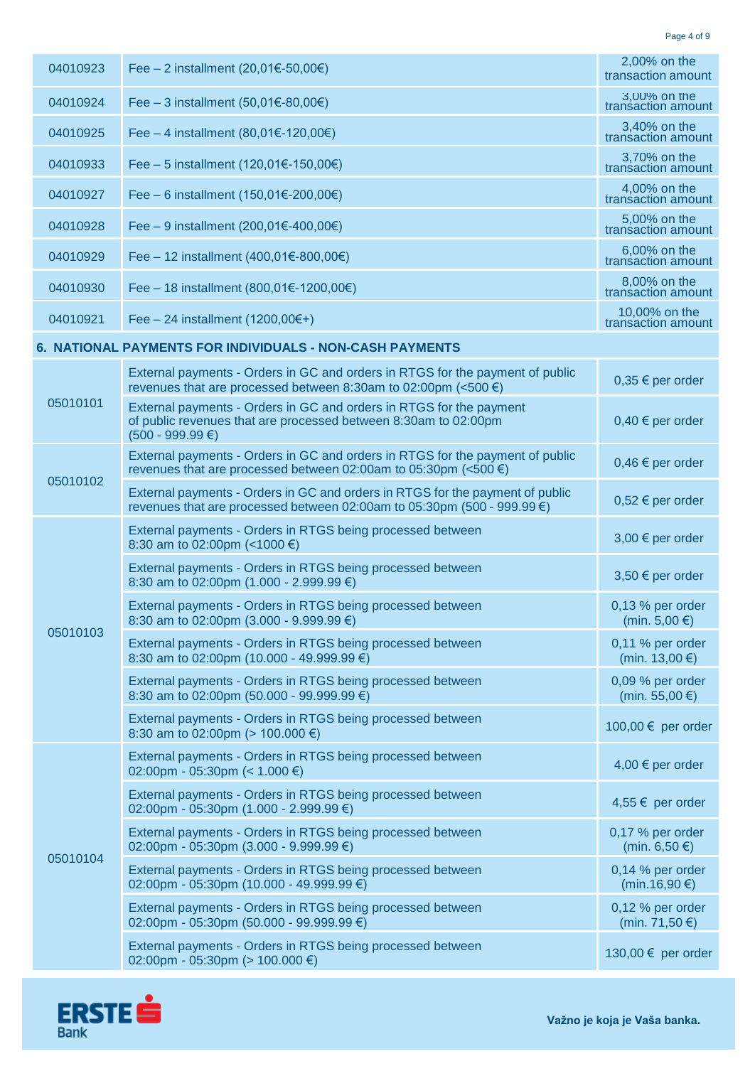| | | |
|---|---|---|
| 04010923 | Fee – 2 installment (20,01€-50,00€) | 2,00% on the transaction amount |
| 04010924 | Fee – 3 installment (50,01€-80,00€) | 3,00% on the transaction amount |
| 04010925 | Fee – 4 installment (80,01€-120,00€) | 3,40% on the transaction amount |
| 04010933 | Fee – 5 installment (120,01€-150,00€) | 3,70% on the transaction amount |
| 04010927 | Fee – 6 installment (150,01€-200,00€) | 4,00% on the transaction amount |
| 04010928 | Fee – 9 installment (200,01€-400,00€) | 5,00% on the transaction amount |
| 04010929 | Fee – 12 installment (400,01€-800,00€) | 6,00% on the transaction amount |
| 04010930 | Fee – 18 installment (800,01€-1200,00€) | 8,00% on the transaction amount |
| 04010921 | Fee – 24 installment (1200,00€+) | 10,00% on the transaction amount |
| **6. NATIONAL PAYMENTS FOR INDIVIDUALS - NON-CASH PAYMENTS** | | |
| 05010101 | External payments - Orders in GC and orders in RTGS for the payment of public revenues that are processed between 8:30am to 02:00pm (<500 €) | 0,35 € per order |
| | External payments - Orders in GC and orders in RTGS for the payment of public revenues that are processed between 8:30am to 02:00pm (500 - 999.99 €) | 0,40 € per order |
| 05010102 | External payments - Orders in GC and orders in RTGS for the payment of public revenues that are processed between 02:00am to 05:30pm (<500 €) | 0,46 € per order |
| | External payments - Orders in GC and orders in RTGS for the payment of public revenues that are processed between 02:00am to 05:30pm (500 - 999.99 €) | 0,52 € per order |
| 05010103 | External payments - Orders in RTGS being processed between 8:30 am to 02:00pm (<1000 €) | 3,00 € per order |
| | External payments - Orders in RTGS being processed between 8:30 am to 02:00pm (1.000 - 2.999.99 €) | 3,50 € per order |
| | External payments - Orders in RTGS being processed between 8:30 am to 02:00pm (3.000 - 9.999.99 €) | 0,13 % per order (min. 5,00 €) |
| | External payments - Orders in RTGS being processed between 8:30 am to 02:00pm (10.000 - 49.999.99 €) | 0,11 % per order (min. 13,00 €) |
| | External payments - Orders in RTGS being processed between 8:30 am to 02:00pm (50.000 - 99.999.99 €) | 0,09 % per order (min. 55,00 €) |
| | External payments - Orders in RTGS being processed between 8:30 am to 02:00pm (> 100.000 €) | 100,00 € per order |
| 05010104 | External payments - Orders in RTGS being processed between 02:00pm - 05:30pm (< 1.000 €) | 4,00 € per order |
| | External payments - Orders in RTGS being processed between 02:00pm - 05:30pm (1.000 - 2.999.99 €) | 4,55 € per order |
| | External payments - Orders in RTGS being processed between 02:00pm - 05:30pm (3.000 - 9.999.99 €) | 0,17 % per order (min. 6,50 €) |
| | External payments - Orders in RTGS being processed between 02:00pm - 05:30pm (10.000 - 49.999.99 €) | 0,14 % per order (min.16,90 €) |
| | External payments - Orders in RTGS being processed between 02:00pm - 05:30pm (50.000 - 99.999.99 €) | 0,12 % per order (min. 71,50 €) |
| | External payments - Orders in RTGS being processed between 02:00pm - 05:30pm (> 100.000 €) | 130,00 € per order |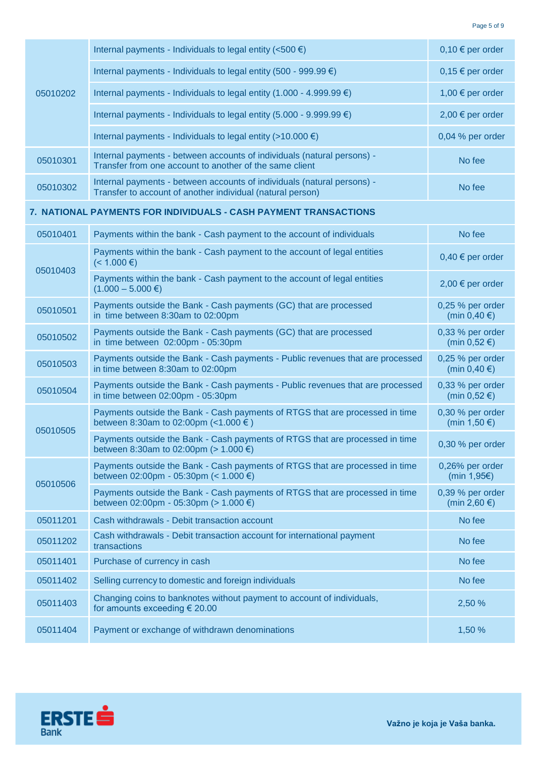| | | |
|---|---|---|
| 05010202 | Internal payments - Individuals to legal entity (<500 €) | 0,10 € per order |
| | Internal payments - Individuals to legal entity (500 - 999.99 €) | 0,15 € per order |
| | Internal payments - Individuals to legal entity (1.000 - 4.999.99 €) | 1,00 € per order |
| | Internal payments - Individuals to legal entity (5.000 - 9.999.99 €) | 2,00 € per order |
| | Internal payments - Individuals to legal entity (>10.000 €) | 0,04 % per order |
| 05010301 | Internal payments - between accounts of individuals (natural persons) - Transfer from one account to another of the same client | No fee |
| 05010302 | Internal payments - between accounts of individuals (natural persons) - Transfer to account of another individual (natural person) | No fee |
| **7. NATIONAL PAYMENTS FOR INDIVIDUALS - CASH PAYMENT TRANSACTIONS** | | |
| 05010401 | Payments within the bank - Cash payment to the account of individuals | No fee |
| 05010403 | Payments within the bank - Cash payment to the account of legal entities (< 1.000 €) | 0,40 € per order |
| | Payments within the bank - Cash payment to the account of legal entities (1.000 – 5.000 €) | 2,00 € per order |
| 05010501 | Payments outside the Bank - Cash payments (GC) that are processed in time between 8:30am to 02:00pm | 0,25 % per order (min 0,40 €) |
| 05010502 | Payments outside the Bank - Cash payments (GC) that are processed in time between 02:00pm - 05:30pm | 0,33 % per order (min 0,52 €) |
| 05010503 | Payments outside the Bank - Cash payments - Public revenues that are processed in time between 8:30am to 02:00pm | 0,25 % per order (min 0,40 €) |
| 05010504 | Payments outside the Bank - Cash payments - Public revenues that are processed in time between 02:00pm - 05:30pm | 0,33 % per order (min 0,52 €) |
| 05010505 | Payments outside the Bank - Cash payments of RTGS that are processed in time between 8:30am to 02:00pm (<1.000 € ) | 0,30 % per order (min 1,50 €) |
| | Payments outside the Bank - Cash payments of RTGS that are processed in time between 8:30am to 02:00pm (> 1.000 €) | 0,30 % per order |
| 05010506 | Payments outside the Bank - Cash payments of RTGS that are processed in time between 02:00pm - 05:30pm (< 1.000 €) | 0,26% per order (min 1,95€) |
| | Payments outside the Bank - Cash payments of RTGS that are processed in time between 02:00pm - 05:30pm (> 1.000 €) | 0,39 % per order (min 2,60 €) |
| 05011201 | Cash withdrawals - Debit transaction account | No fee |
| 05011202 | Cash withdrawals - Debit transaction account for international payment transactions | No fee |
| 05011401 | Purchase of currency in cash | No fee |
| 05011402 | Selling currency to domestic and foreign individuals | No fee |
| 05011403 | Changing coins to banknotes without payment to account of individuals, for amounts exceeding € 20.00 | 2,50 % |
| 05011404 | Payment or exchange of withdrawn denominations | 1,50 % |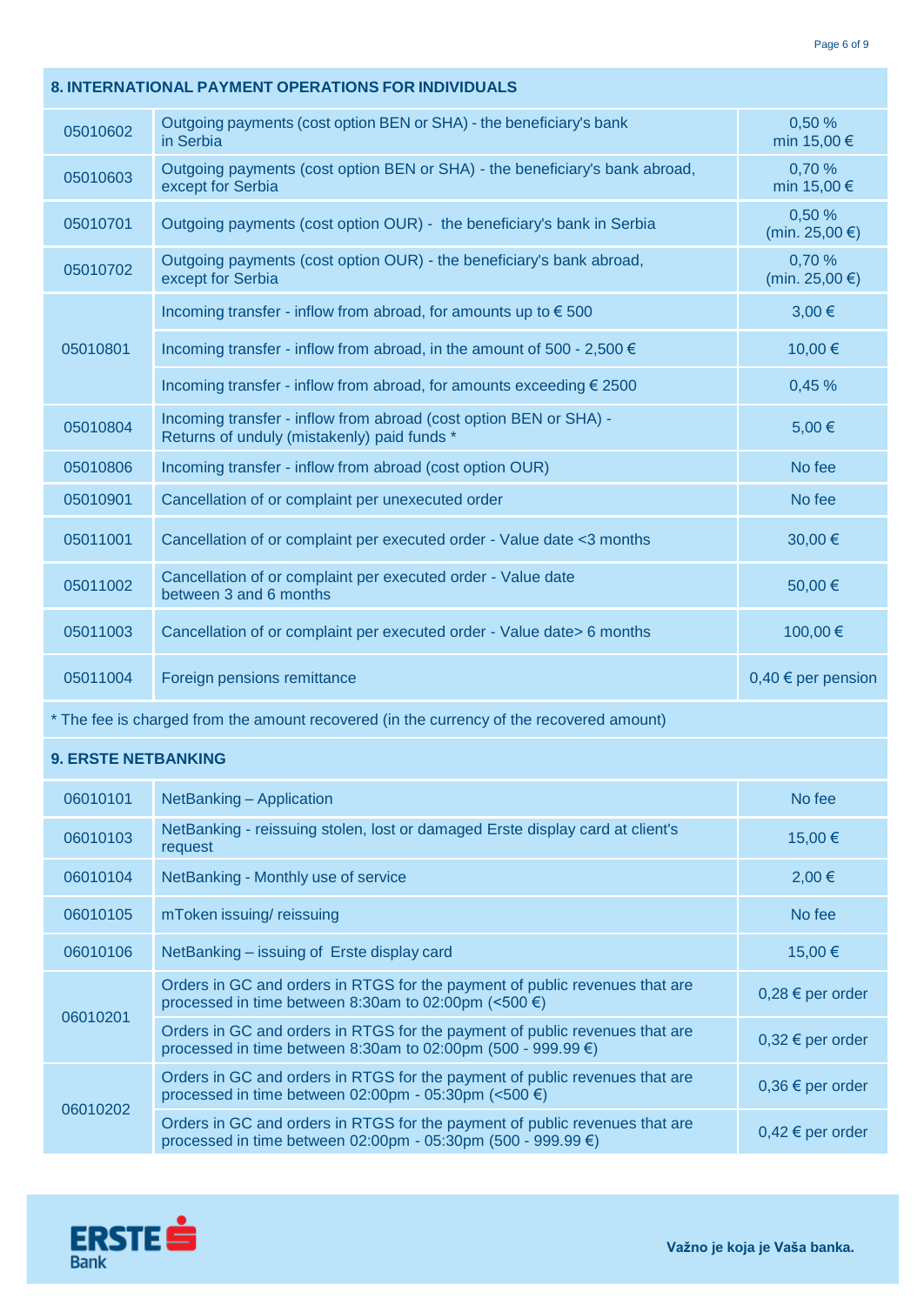| 8. INTERNATIONAL PAYMENT OPERATIONS FOR INDIVIDUALS | | |
|---|---|---|
| 05010602 | Outgoing payments (cost option BEN or SHA) - the beneficiary's bank in Serbia | 0,50 % min 15,00 € |
| 05010603 | Outgoing payments (cost option BEN or SHA) - the beneficiary's bank abroad, except for Serbia | 0,70 % min 15,00 € |
| 05010701 | Outgoing payments (cost option OUR) - the beneficiary's bank in Serbia | 0,50 % (min. 25,00 €) |
| 05010702 | Outgoing payments (cost option OUR) - the beneficiary's bank abroad, except for Serbia | 0,70 % (min. 25,00 €) |
| 05010801 | Incoming transfer - inflow from abroad, for amounts up to € 500 | 3,00 € |
| | Incoming transfer - inflow from abroad, in the amount of 500 - 2,500 € | 10,00 € |
| | Incoming transfer - inflow from abroad, for amounts exceeding € 2500 | 0,45 % |
| 05010804 | Incoming transfer - inflow from abroad (cost option BEN or SHA) - Returns of unduly (mistakenly) paid funds * | 5,00 € |
| 05010806 | Incoming transfer - inflow from abroad (cost option OUR) | No fee |
| 05010901 | Cancellation of or complaint per unexecuted order | No fee |
| 05011001 | Cancellation of or complaint per executed order - Value date <3 months | 30,00 € |
| 05011002 | Cancellation of or complaint per executed order - Value date between 3 and 6 months | 50,00 € |
| 05011003 | Cancellation of or complaint per executed order - Value date> 6 months | 100,00 € |
| 05011004 | Foreign pensions remittance | 0,40 € per pension |

* The fee is charged from the amount recovered (in the currency of the recovered amount)

| 9. ERSTE NETBANKING | | |
|---|---|---|
| 06010101 | NetBanking – Application | No fee |
| 06010103 | NetBanking - reissuing stolen, lost or damaged Erste display card at client's request | 15,00 € |
| 06010104 | NetBanking - Monthly use of service | 2,00 € |
| 06010105 | mToken issuing/ reissuing | No fee |
| 06010106 | NetBanking – issuing of Erste display card | 15,00 € |
| 06010201 | Orders in GC and orders in RTGS for the payment of public revenues that are processed in time between 8:30am to 02:00pm (<500 €) | 0,28 € per order |
| | Orders in GC and orders in RTGS for the payment of public revenues that are processed in time between 8:30am to 02:00pm (500 - 999.99 €) | 0,32 € per order |
| 06010202 | Orders in GC and orders in RTGS for the payment of public revenues that are processed in time between 02:00pm - 05:30pm (<500 €) | 0,36 € per order |
| | Orders in GC and orders in RTGS for the payment of public revenues that are processed in time between 02:00pm - 05:30pm (500 - 999.99 €) | 0,42 € per order |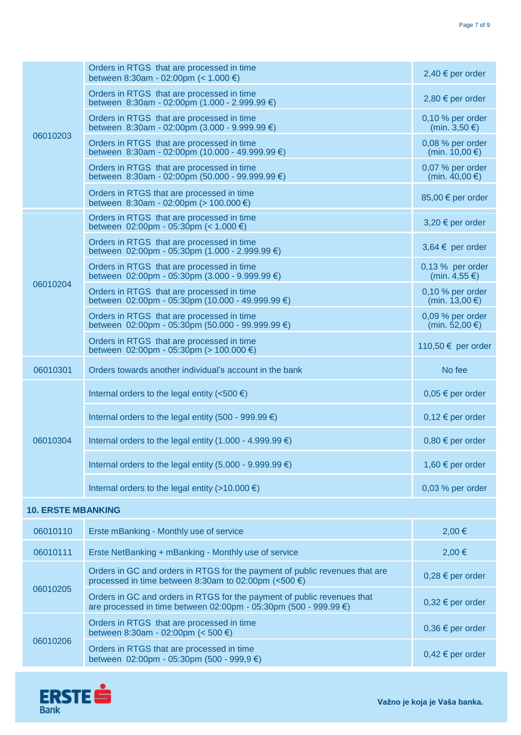| | | |
|---|---|---|
| 06010203 | Orders in RTGS that are processed in time between 8:30am - 02:00pm (< 1.000 €) | 2,40 € per order |
| | Orders in RTGS that are processed in time between 8:30am - 02:00pm (1.000 - 2.999.99 €) | 2,80 € per order |
| | Orders in RTGS that are processed in time between 8:30am - 02:00pm (3.000 - 9.999.99 €) | 0,10 % per order (min. 3,50 €) |
| | Orders in RTGS that are processed in time between 8:30am - 02:00pm (10.000 - 49.999.99 €) | 0,08 % per order (min. 10,00 €) |
| | Orders in RTGS that are processed in time between 8:30am - 02:00pm (50.000 - 99.999.99 €) | 0,07 % per order (min. 40,00 €) |
| | Orders in RTGS that are processed in time between 8:30am - 02:00pm (> 100.000 €) | 85,00 € per order |
| 06010204 | Orders in RTGS that are processed in time between 02:00pm - 05:30pm (< 1.000 €) | 3,20 € per order |
| | Orders in RTGS that are processed in time between 02:00pm - 05:30pm (1.000 - 2.999.99 €) | 3,64 € per order |
| | Orders in RTGS that are processed in time between 02:00pm - 05:30pm (3.000 - 9.999.99 €) | 0,13 % per order (min. 4,55 €) |
| | Orders in RTGS that are processed in time between 02:00pm - 05:30pm (10.000 - 49.999.99 €) | 0,10 % per order (min. 13,00 €) |
| | Orders in RTGS that are processed in time between 02:00pm - 05:30pm (50.000 - 99.999.99 €) | 0,09 % per order (min. 52,00 €) |
| | Orders in RTGS that are processed in time between 02:00pm - 05:30pm (> 100.000 €) | 110,50 € per order |
| 06010301 | Orders towards another individual's account in the bank | No fee |
| 06010304 | Internal orders to the legal entity (<500 €) | 0,05 € per order |
| | Internal orders to the legal entity (500 - 999.99 €) | 0,12 € per order |
| | Internal orders to the legal entity (1.000 - 4.999.99 €) | 0,80 € per order |
| | Internal orders to the legal entity (5.000 - 9.999.99 €) | 1,60 € per order |
| | Internal orders to the legal entity (>10.000 €) | 0,03 % per order |
| **10. ERSTE MBANKING** | | |
| 06010110 | Erste mBanking - Monthly use of service | 2,00 € |
| 06010111 | Erste NetBanking + mBanking - Monthly use of service | 2,00 € |
| 06010205 | Orders in GC and orders in RTGS for the payment of public revenues that are processed in time between 8:30am to 02:00pm (<500 €) | 0,28 € per order |
| | Orders in GC and orders in RTGS for the payment of public revenues that are processed in time between 02:00pm - 05:30pm (500 - 999.99 €) | 0,32 € per order |
| 06010206 | Orders in RTGS that are processed in time between 8:30am - 02:00pm (< 500 €) | 0,36 € per order |
| | Orders in RTGS that are processed in time between 02:00pm - 05:30pm (500 - 999,9 €) | 0,42 € per order |

ERSTE Bank

**Važno je koja je Vaša banka.**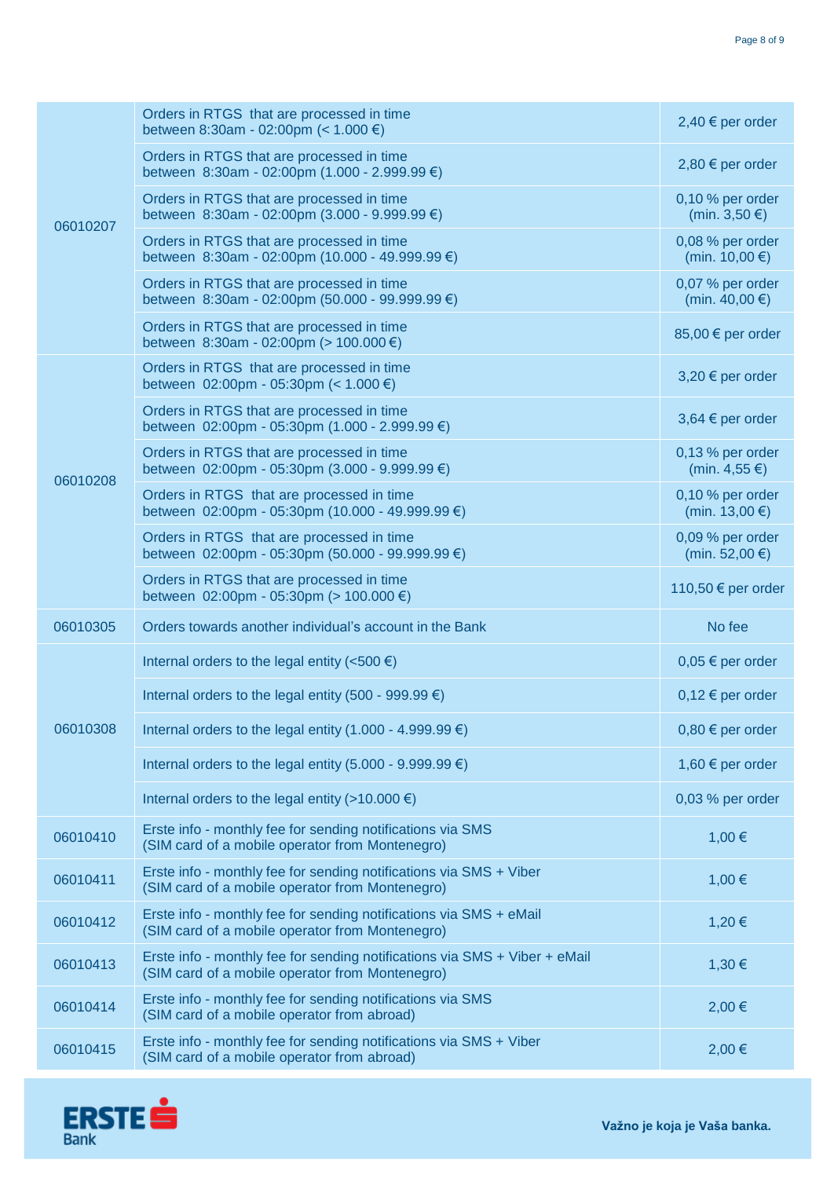| | | |
|---|---|---|
| 06010207 | Orders in RTGS that are processed in time between 8:30am - 02:00pm (< 1.000 €) | 2,40 € per order |
| | Orders in RTGS that are processed in time between 8:30am - 02:00pm (1.000 - 2.999.99 €) | 2,80 € per order |
| | Orders in RTGS that are processed in time between 8:30am - 02:00pm (3.000 - 9.999.99 €) | 0,10 % per order (min. 3,50 €) |
| | Orders in RTGS that are processed in time between 8:30am - 02:00pm (10.000 - 49.999.99 €) | 0,08 % per order (min. 10,00 €) |
| | Orders in RTGS that are processed in time between 8:30am - 02:00pm (50.000 - 99.999.99 €) | 0,07 % per order (min. 40,00 €) |
| | Orders in RTGS that are processed in time between 8:30am - 02:00pm (> 100.000 €) | 85,00 € per order |
| 06010208 | Orders in RTGS that are processed in time between 02:00pm - 05:30pm (< 1.000 €) | 3,20 € per order |
| | Orders in RTGS that are processed in time between 02:00pm - 05:30pm (1.000 - 2.999.99 €) | 3,64 € per order |
| | Orders in RTGS that are processed in time between 02:00pm - 05:30pm (3.000 - 9.999.99 €) | 0,13 % per order (min. 4,55 €) |
| | Orders in RTGS that are processed in time between 02:00pm - 05:30pm (10.000 - 49.999.99 €) | 0,10 % per order (min. 13,00 €) |
| | Orders in RTGS that are processed in time between 02:00pm - 05:30pm (50.000 - 99.999.99 €) | 0,09 % per order (min. 52,00 €) |
| | Orders in RTGS that are processed in time between 02:00pm - 05:30pm (> 100.000 €) | 110,50 € per order |
| 06010305 | Orders towards another individual's account in the Bank | No fee |
| 06010308 | Internal orders to the legal entity (<500 €) | 0,05 € per order |
| | Internal orders to the legal entity (500 - 999.99 €) | 0,12 € per order |
| | Internal orders to the legal entity (1.000 - 4.999.99 €) | 0,80 € per order |
| | Internal orders to the legal entity (5.000 - 9.999.99 €) | 1,60 € per order |
| | Internal orders to the legal entity (>10.000 €) | 0,03 % per order |
| 06010410 | Erste info - monthly fee for sending notifications via SMS (SIM card of a mobile operator from Montenegro) | 1,00 € |
| 06010411 | Erste info - monthly fee for sending notifications via SMS + Viber (SIM card of a mobile operator from Montenegro) | 1,00 € |
| 06010412 | Erste info - monthly fee for sending notifications via SMS + eMail (SIM card of a mobile operator from Montenegro) | 1,20 € |
| 06010413 | Erste info - monthly fee for sending notifications via SMS + Viber + eMail (SIM card of a mobile operator from Montenegro) | 1,30 € |
| 06010414 | Erste info - monthly fee for sending notifications via SMS (SIM card of a mobile operator from abroad) | 2,00 € |
| 06010415 | Erste info - monthly fee for sending notifications via SMS + Viber (SIM card of a mobile operator from abroad) | 2,00 € |

ERSTE Bank

Važno je koja je Vaša banka.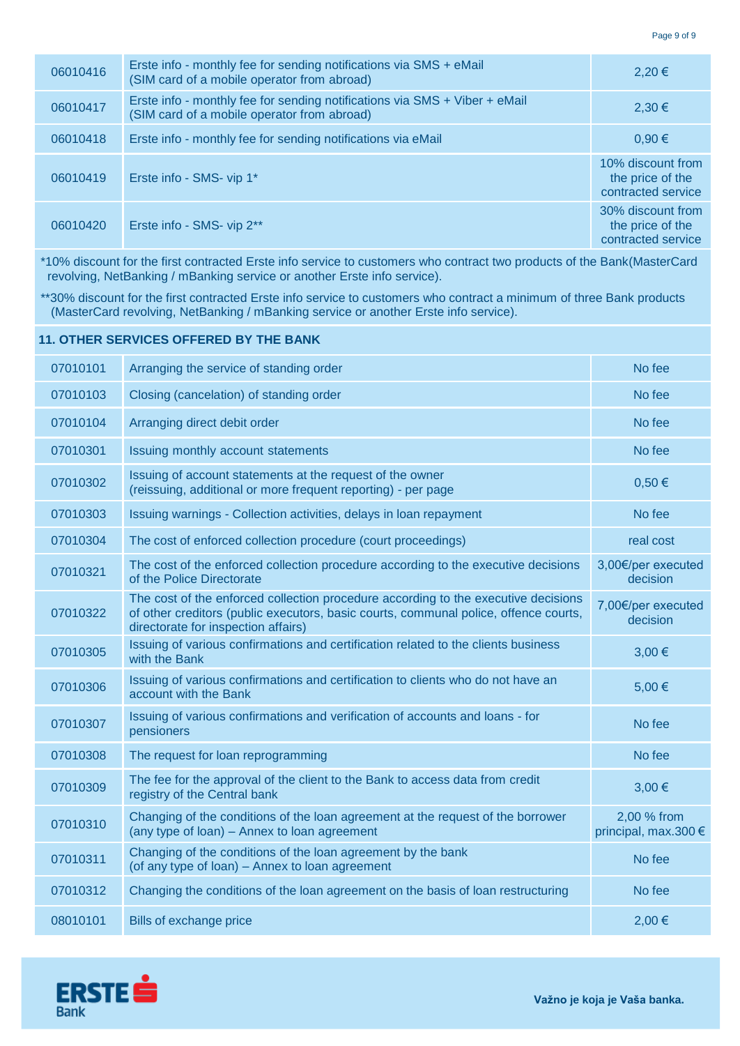| | | |
|---|---|---|
| 06010416 | Erste info - monthly fee for sending notifications via SMS + eMail (SIM card of a mobile operator from abroad) | 2,20 € |
| 06010417 | Erste info - monthly fee for sending notifications via SMS + Viber + eMail (SIM card of a mobile operator from abroad) | 2,30 € |
| 06010418 | Erste info - monthly fee for sending notifications via eMail | 0,90 € |
| 06010419 | Erste info - SMS- vip 1* | 10% discount from the price of the contracted service |
| 06010420 | Erste info - SMS- vip 2** | 30% discount from the price of the contracted service |

*10% discount for the first contracted Erste info service to customers who contract two products of the Bank(MasterCard revolving, NetBanking / mBanking service or another Erste info service).

**30% discount for the first contracted Erste info service to customers who contract a minimum of three Bank products (MasterCard revolving, NetBanking / mBanking service or another Erste info service).

## 11. OTHER SERVICES OFFERED BY THE BANK

| | | |
|---|---|---|
| 07010101 | Arranging the service of standing order | No fee |
| 07010103 | Closing (cancelation) of standing order | No fee |
| 07010104 | Arranging direct debit order | No fee |
| 07010301 | Issuing monthly account statements | No fee |
| 07010302 | Issuing of account statements at the request of the owner (reissuing, additional or more frequent reporting) - per page | 0,50 € |
| 07010303 | Issuing warnings - Collection activities, delays in loan repayment | No fee |
| 07010304 | The cost of enforced collection procedure (court proceedings) | real cost |
| 07010321 | The cost of the enforced collection procedure according to the executive decisions of the Police Directorate | 3,00€/per executed decision |
| 07010322 | The cost of the enforced collection procedure according to the executive decisions of other creditors (public executors, basic courts, communal police, offence courts, directorate for inspection affairs) | 7,00€/per executed decision |
| 07010305 | Issuing of various confirmations and certification related to the clients business with the Bank | 3,00 € |
| 07010306 | Issuing of various confirmations and certification to clients who do not have an account with the Bank | 5,00 € |
| 07010307 | Issuing of various confirmations and verification of accounts and loans - for pensioners | No fee |
| 07010308 | The request for loan reprogramming | No fee |
| 07010309 | The fee for the approval of the client to the Bank to access data from credit registry of the Central bank | 3,00 € |
| 07010310 | Changing of the conditions of the loan agreement at the request of the borrower (any type of loan) – Annex to loan agreement | 2,00 % from principal, max.300 € |
| 07010311 | Changing of the conditions of the loan agreement by the bank (of any type of loan) – Annex to loan agreement | No fee |
| 07010312 | Changing the conditions of the loan agreement on the basis of loan restructuring | No fee |
| 08010101 | Bills of exchange price | 2,00 € |

Važno je koja je Vaša banka.